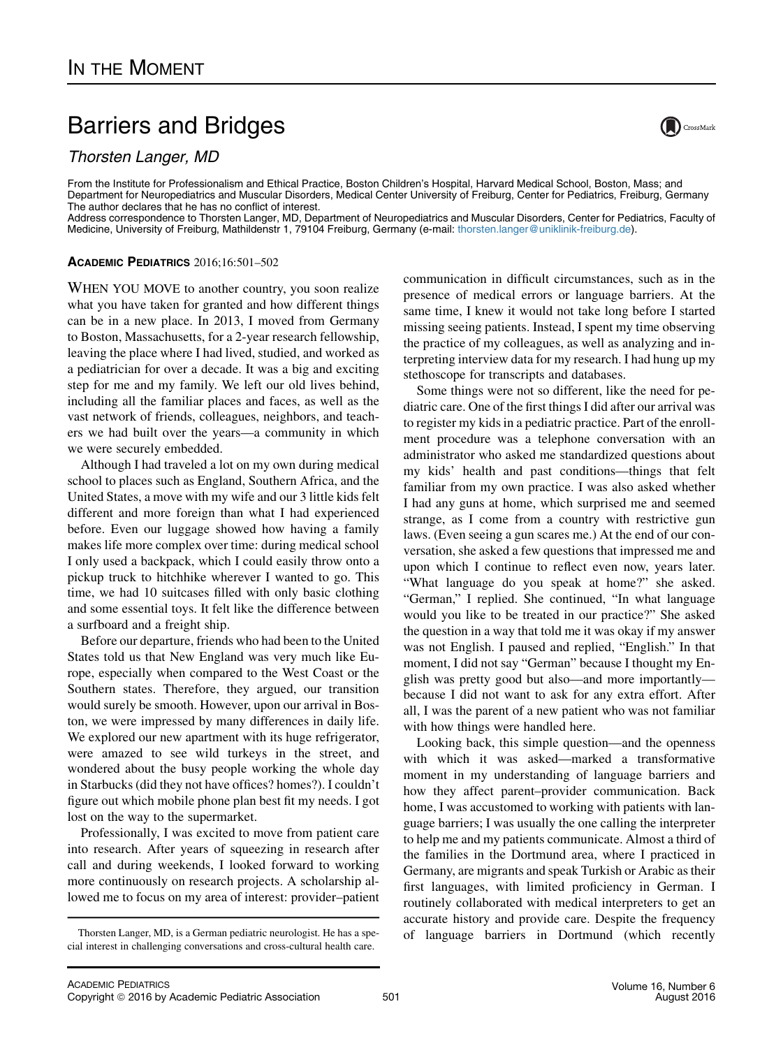# In the Moment

# Barriers and Bridges

*Thorsten Langer, MD*

From the Institute for Professionalism and Ethical Practice, Boston Children's Hospital, Harvard Medical School, Boston, Mass; and Department for Neuropediatrics and Muscular Disorders, Medical Center University of Freiburg, Center for Pediatrics, Freiburg, Germany
The author declares that he has no conflict of interest.
Address correspondence to Thorsten Langer, MD, Department of Neuropediatrics and Muscular Disorders, Center for Pediatrics, Faculty of Medicine, University of Freiburg, Mathildenstr 1, 79104 Freiburg, Germany (e-mail: thorsten.langer@uniklinik-freiburg.de).

**Academic Pediatrics** 2016;16:501–502

WHEN YOU MOVE to another country, you soon realize what you have taken for granted and how different things can be in a new place. In 2013, I moved from Germany to Boston, Massachusetts, for a 2-year research fellowship, leaving the place where I had lived, studied, and worked as a pediatrician for over a decade. It was a big and exciting step for me and my family. We left our old lives behind, including all the familiar places and faces, as well as the vast network of friends, colleagues, neighbors, and teachers we had built over the years—a community in which we were securely embedded.

Although I had traveled a lot on my own during medical school to places such as England, Southern Africa, and the United States, a move with my wife and our 3 little kids felt different and more foreign than what I had experienced before. Even our luggage showed how having a family makes life more complex over time: during medical school I only used a backpack, which I could easily throw onto a pickup truck to hitchhike wherever I wanted to go. This time, we had 10 suitcases filled with only basic clothing and some essential toys. It felt like the difference between a surfboard and a freight ship.

Before our departure, friends who had been to the United States told us that New England was very much like Europe, especially when compared to the West Coast or the Southern states. Therefore, they argued, our transition would surely be smooth. However, upon our arrival in Boston, we were impressed by many differences in daily life. We explored our new apartment with its huge refrigerator, were amazed to see wild turkeys in the street, and wondered about the busy people working the whole day in Starbucks (did they not have offices? homes?). I couldn't figure out which mobile phone plan best fit my needs. I got lost on the way to the supermarket.

Professionally, I was excited to move from patient care into research. After years of squeezing in research after call and during weekends, I looked forward to working more continuously on research projects. A scholarship allowed me to focus on my area of interest: provider–patient communication in difficult circumstances, such as in the presence of medical errors or language barriers. At the same time, I knew it would not take long before I started missing seeing patients. Instead, I spent my time observing the practice of my colleagues, as well as analyzing and interpreting interview data for my research. I had hung up my stethoscope for transcripts and databases.

Some things were not so different, like the need for pediatric care. One of the first things I did after our arrival was to register my kids in a pediatric practice. Part of the enrollment procedure was a telephone conversation with an administrator who asked me standardized questions about my kids' health and past conditions—things that felt familiar from my own practice. I was also asked whether I had any guns at home, which surprised me and seemed strange, as I come from a country with restrictive gun laws. (Even seeing a gun scares me.) At the end of our conversation, she asked a few questions that impressed me and upon which I continue to reflect even now, years later. "What language do you speak at home?" she asked. "German," I replied. She continued, "In what language would you like to be treated in our practice?" She asked the question in a way that told me it was okay if my answer was not English. I paused and replied, "English." In that moment, I did not say "German" because I thought my English was pretty good but also—and more importantly—because I did not want to ask for any extra effort. After all, I was the parent of a new patient who was not familiar with how things were handled here.

Looking back, this simple question—and the openness with which it was asked—marked a transformative moment in my understanding of language barriers and how they affect parent–provider communication. Back home, I was accustomed to working with patients with language barriers; I was usually the one calling the interpreter to help me and my patients communicate. Almost a third of the families in the Dortmund area, where I practiced in Germany, are migrants and speak Turkish or Arabic as their first languages, with limited proficiency in German. I routinely collaborated with medical interpreters to get an accurate history and provide care. Despite the frequency of language barriers in Dortmund (which recently

---

Thorsten Langer, MD, is a German pediatric neurologist. He has a special interest in challenging conversations and cross-cultural health care.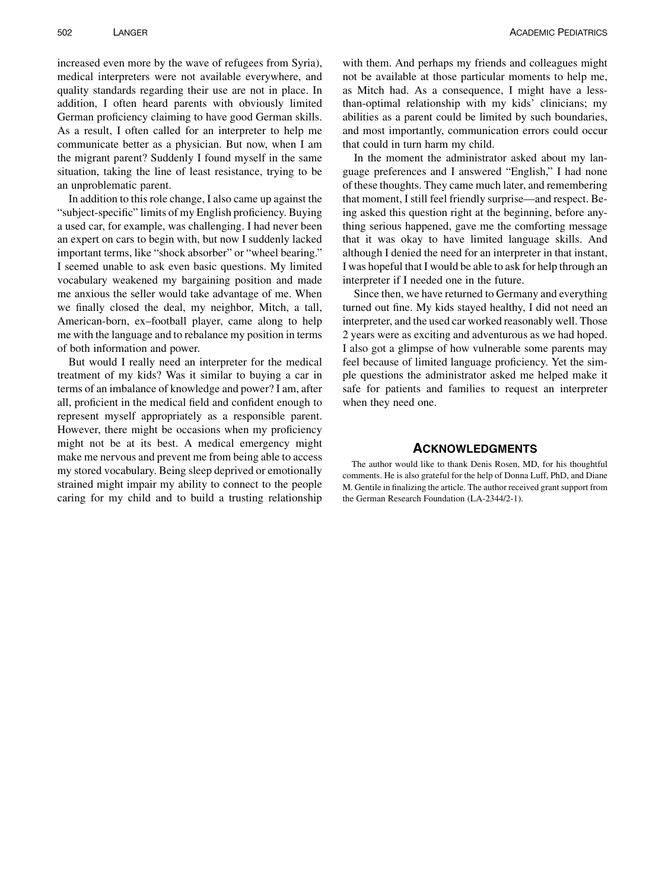increased even more by the wave of refugees from Syria), medical interpreters were not available everywhere, and quality standards regarding their use are not in place. In addition, I often heard parents with obviously limited German proficiency claiming to have good German skills. As a result, I often called for an interpreter to help me communicate better as a physician. But now, when I am the migrant parent? Suddenly I found myself in the same situation, taking the line of least resistance, trying to be an unproblematic parent.

In addition to this role change, I also came up against the "subject-specific" limits of my English proficiency. Buying a used car, for example, was challenging. I had never been an expert on cars to begin with, but now I suddenly lacked important terms, like "shock absorber" or "wheel bearing." I seemed unable to ask even basic questions. My limited vocabulary weakened my bargaining position and made me anxious the seller would take advantage of me. When we finally closed the deal, my neighbor, Mitch, a tall, American-born, ex–football player, came along to help me with the language and to rebalance my position in terms of both information and power.

But would I really need an interpreter for the medical treatment of my kids? Was it similar to buying a car in terms of an imbalance of knowledge and power? I am, after all, proficient in the medical field and confident enough to represent myself appropriately as a responsible parent. However, there might be occasions when my proficiency might not be at its best. A medical emergency might make me nervous and prevent me from being able to access my stored vocabulary. Being sleep deprived or emotionally strained might impair my ability to connect to the people caring for my child and to build a trusting relationship with them. And perhaps my friends and colleagues might not be available at those particular moments to help me, as Mitch had. As a consequence, I might have a less-than-optimal relationship with my kids' clinicians; my abilities as a parent could be limited by such boundaries, and most importantly, communication errors could occur that could in turn harm my child.

In the moment the administrator asked about my language preferences and I answered "English," I had none of these thoughts. They came much later, and remembering that moment, I still feel friendly surprise—and respect. Being asked this question right at the beginning, before anything serious happened, gave me the comforting message that it was okay to have limited language skills. And although I denied the need for an interpreter in that instant, I was hopeful that I would be able to ask for help through an interpreter if I needed one in the future.

Since then, we have returned to Germany and everything turned out fine. My kids stayed healthy, I did not need an interpreter, and the used car worked reasonably well. Those 2 years were as exciting and adventurous as we had hoped. I also got a glimpse of how vulnerable some parents may feel because of limited language proficiency. Yet the simple questions the administrator asked me helped make it safe for patients and families to request an interpreter when they need one.

## Acknowledgments

The author would like to thank Denis Rosen, MD, for his thoughtful comments. He is also grateful for the help of Donna Luff, PhD, and Diane M. Gentile in finalizing the article. The author received grant support from the German Research Foundation (LA-2344/2-1).